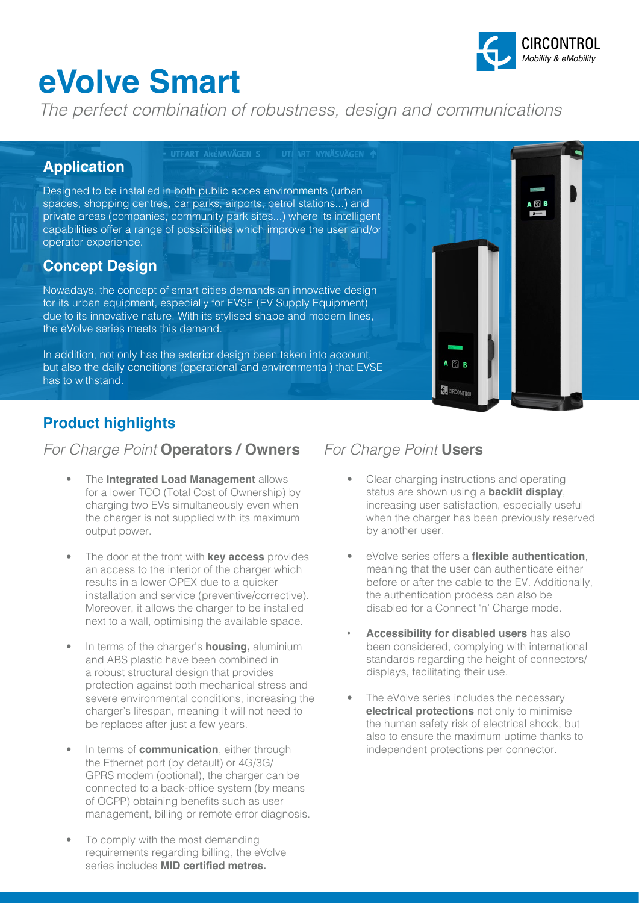# eVolve Smart

*The perfect combination of robustness, design and communications*

## Application

Designed to be installed in both public acces environments (urban spaces, shopping centres, car parks, airports, petrol stations...) and private areas (companies, community park sites...) where its intelligent capabilities offer a range of possibilities which improve the user and/or operator experience.

## Concept Design

Nowadays, the concept of smart cities demands an innovative design for its urban equipment, especially for EVSE (EV Supply Equipment) due to its innovative nature. With its stylised shape and modern lines, the eVolve series meets this demand.

In addition, not only has the exterior design been taken into account, but also the daily conditions (operational and environmental) that EVSE has to withstand.

## Product highlights

### *For Charge Point* Operators / Owners

- The **Integrated Load Management** allows for a lower TCO (Total Cost of Ownership) by charging two EVs simultaneously even when the charger is not supplied with its maximum output power.
- The door at the front with **key access** provides an access to the interior of the charger which results in a lower OPEX due to a quicker installation and service (preventive/corrective). Moreover, it allows the charger to be installed next to a wall, optimising the available space.
- In terms of the charger's **housing,** aluminium and ABS plastic have been combined in a robust structural design that provides protection against both mechanical stress and severe environmental conditions, increasing the charger's lifespan, meaning it will not need to be replaces after just a few years.
- In terms of **communication**, either through the Ethernet port (by default) or 4G/3G/GPRS modem (optional), the charger can be connected to a back-office system (by means of OCPP) obtaining benefits such as user management, billing or remote error diagnosis.
- To comply with the most demanding requirements regarding billing, the eVolve series includes **MID certified metres.**

### *For Charge Point* Users

- Clear charging instructions and operating status are shown using a **backlit display**, increasing user satisfaction, especially useful when the charger has been previously reserved by another user.
- eVolve series offers a **flexible authentication**, meaning that the user can authenticate either before or after the cable to the EV. Additionally, the authentication process can also be disabled for a Connect 'n' Charge mode.
- **Accessibility for disabled users** has also been considered, complying with international standards regarding the height of connectors/displays, facilitating their use.
- The eVolve series includes the necessary **electrical protections** not only to minimise the human safety risk of electrical shock, but also to ensure the maximum uptime thanks to independent protections per connector.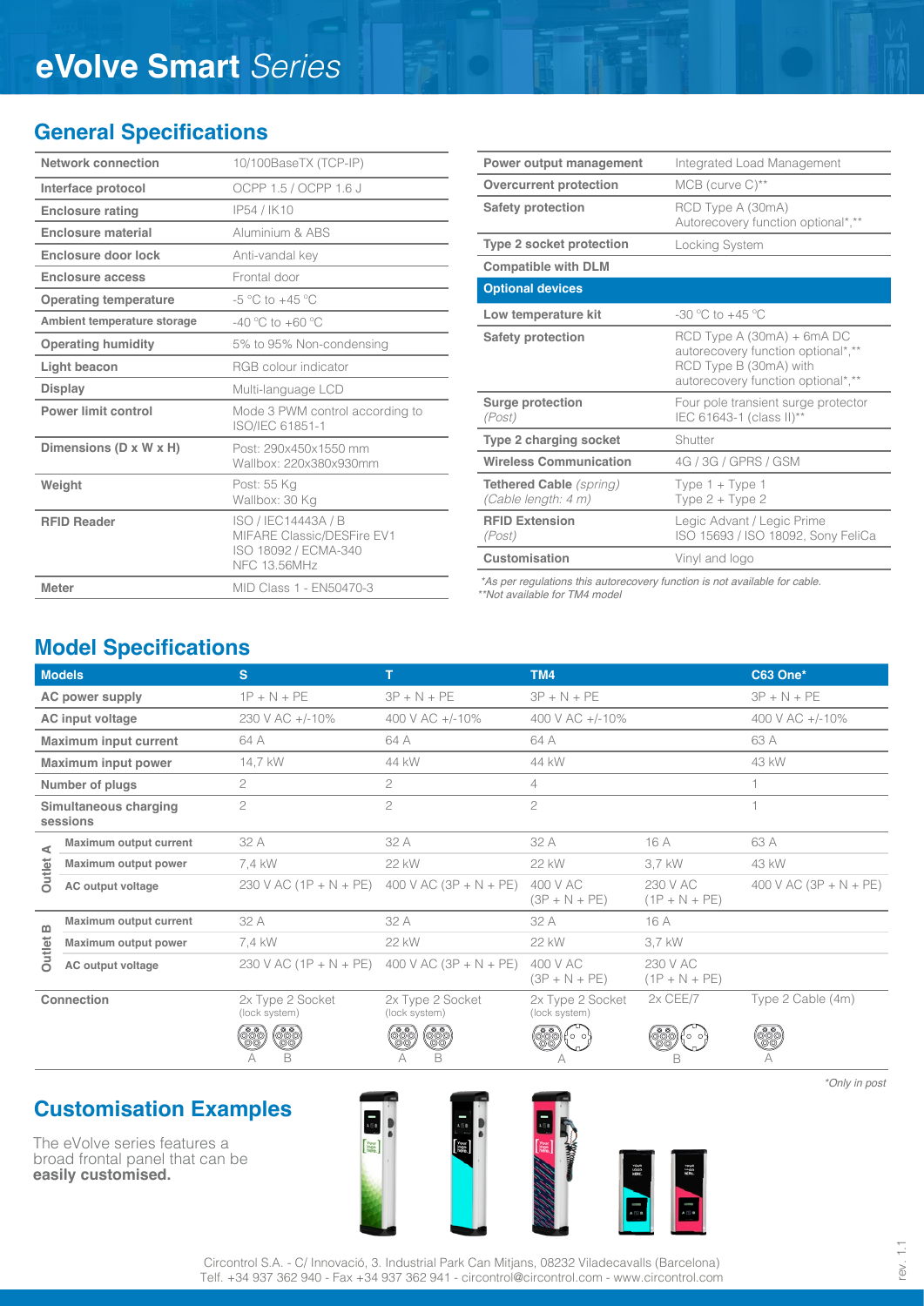# eVolve Smart *Series*

## General Specifications

| | |
|---|---|
| **Network connection** | 10/100BaseTX (TCP-IP) |
| **Interface protocol** | OCPP 1.5 / OCPP 1.6 J |
| **Enclosure rating** | IP54 / IK10 |
| **Enclosure material** | Aluminium & ABS |
| **Enclosure door lock** | Anti-vandal key |
| **Enclosure access** | Frontal door |
| **Operating temperature** | -5 °C to +45 °C |
| **Ambient temperature storage** | -40 °C to +60 °C |
| **Operating humidity** | 5% to 95% Non-condensing |
| **Light beacon** | RGB colour indicator |
| **Display** | Multi-language LCD |
| **Power limit control** | Mode 3 PWM control according to ISO/IEC 61851-1 |
| **Dimensions (D x W x H)** | Post: 290x450x1550 mm<br>Wallbox: 220x380x930mm |
| **Weight** | Post: 55 Kg<br>Wallbox: 30 Kg |
| **RFID Reader** | ISO / IEC14443A / B<br>MIFARE Classic/DESFire EV1<br>ISO 18092 / ECMA-340<br>NFC 13.56MHz |
| **Meter** | MID Class 1 - EN50470-3 |

| | |
|---|---|
| **Power output management** | Integrated Load Management |
| **Overcurrent protection** | MCB (curve C)** |
| **Safety protection** | RCD Type A (30mA)<br>Autorecovery function optional*,** |
| **Type 2 socket protection** | Locking System |
| **Compatible with DLM** | |
| **Optional devices** | |
| **Low temperature kit** | -30 °C to +45 °C |
| **Safety protection** | RCD Type A (30mA) + 6mA DC autorecovery function optional*,**<br>RCD Type B (30mA) with autorecovery function optional*,** |
| **Surge protection** *(Post)* | Four pole transient surge protector IEC 61643-1 (class II)** |
| **Type 2 charging socket** | Shutter |
| **Wireless Communication** | 4G / 3G / GPRS / GSM |
| **Tethered Cable** *(spring)* *(Cable length: 4 m)* | Type 1 + Type 1<br>Type 2 + Type 2 |
| **RFID Extension** *(Post)* | Legic Advant / Legic Prime<br>ISO 15693 / ISO 18092, Sony FeliCa |
| **Customisation** | Vinyl and logo |

*\*As per regulations this autorecovery function is not available for cable.*
*\*\*Not available for TM4 model*

## Model Specifications

| **Models** | | S | T | TM4 | | C63 One* |
|---|---|---|---|---|---|---|
| **AC power supply** | | 1P + N + PE | 3P + N + PE | 3P + N + PE | | 3P + N + PE |
| **AC input voltage** | | 230 V AC +/-10% | 400 V AC +/-10% | 400 V AC +/-10% | | 400 V AC +/-10% |
| **Maximum input current** | | 64 A | 64 A | 64 A | | 63 A |
| **Maximum input power** | | 14,7 kW | 44 kW | 44 kW | | 43 kW |
| **Number of plugs** | | 2 | 2 | 4 | | 1 |
| **Simultaneous charging sessions** | | 2 | 2 | 2 | | 1 |
| **Outlet A** | **Maximum output current** | 32 A | 32 A | 32 A | 16 A | 63 A |
| | **Maximum output power** | 7,4 kW | 22 kW | 22 kW | 3,7 kW | 43 kW |
| | **AC output voltage** | 230 V AC (1P + N + PE) | 400 V AC (3P + N + PE) | 400 V AC (3P + N + PE) | 230 V AC (1P + N + PE) | 400 V AC (3P + N + PE) |
| **Outlet B** | **Maximum output current** | 32 A | 32 A | 32 A | 16 A | |
| | **Maximum output power** | 7,4 kW | 22 kW | 22 kW | 3,7 kW | |
| | **AC output voltage** | 230 V AC (1P + N + PE) | 400 V AC (3P + N + PE) | 400 V AC (3P + N + PE) | 230 V AC (1P + N + PE) | |
| **Connection** | | 2x Type 2 Socket (lock system)<br>A B | 2x Type 2 Socket (lock system)<br>A B | 2x Type 2 Socket (lock system)<br>A | 2x CEE/7<br>B | Type 2 Cable (4m)<br>A |

*\*Only in post*

## Customisation Examples

The eVolve series features a broad frontal panel that can be **easily customised.**

Circontrol S.A. - C/ Innovació, 3. Industrial Park Can Mitjans, 08232 Viladecavalls (Barcelona)
Telf. +34 937 362 940 - Fax +34 937 362 941 - circontrol@circontrol.com - www.circontrol.com

rev. 1.1